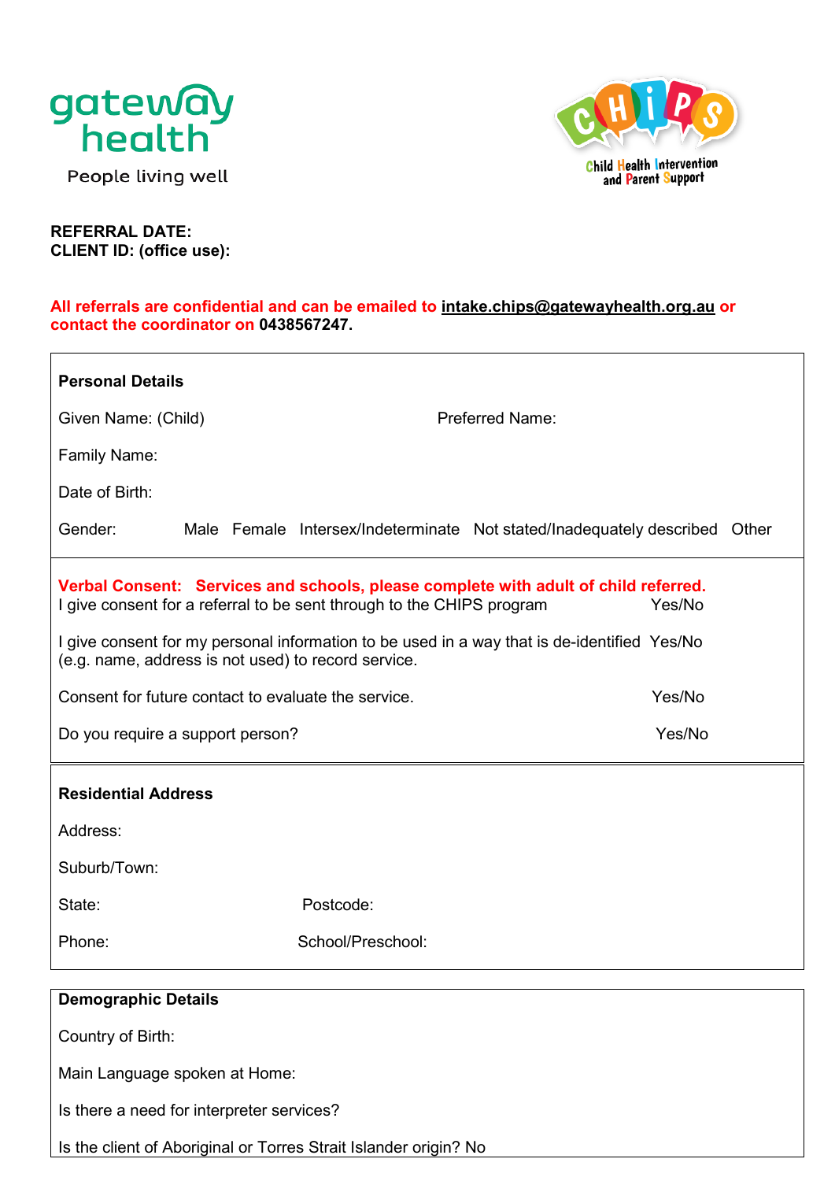gateway health

People living well

CHiPS

Child Health Intervention and Parent Support

**REFERRAL DATE:**
**CLIENT ID: (office use):**

**All referrals are confidential and can be emailed to intake.chips@gatewayhealth.org.au or contact the coordinator on 0438567247.**

**Personal Details**

Given Name: (Child) Preferred Name:

Family Name:

Date of Birth:

Gender: Male Female Intersex/Indeterminate Not stated/Inadequately described Other

**Verbal Consent: Services and schools, please complete with adult of child referred.**

I give consent for a referral to be sent through to the CHIPS program Yes/No

I give consent for my personal information to be used in a way that is de-identified (e.g. name, address is not used) to record service. Yes/No

Consent for future contact to evaluate the service. Yes/No

Do you require a support person? Yes/No

**Residential Address**

Address:

Suburb/Town:

State: Postcode:

Phone: School/Preschool:

**Demographic Details**

Country of Birth:

Main Language spoken at Home:

Is there a need for interpreter services?

Is the client of Aboriginal or Torres Strait Islander origin? No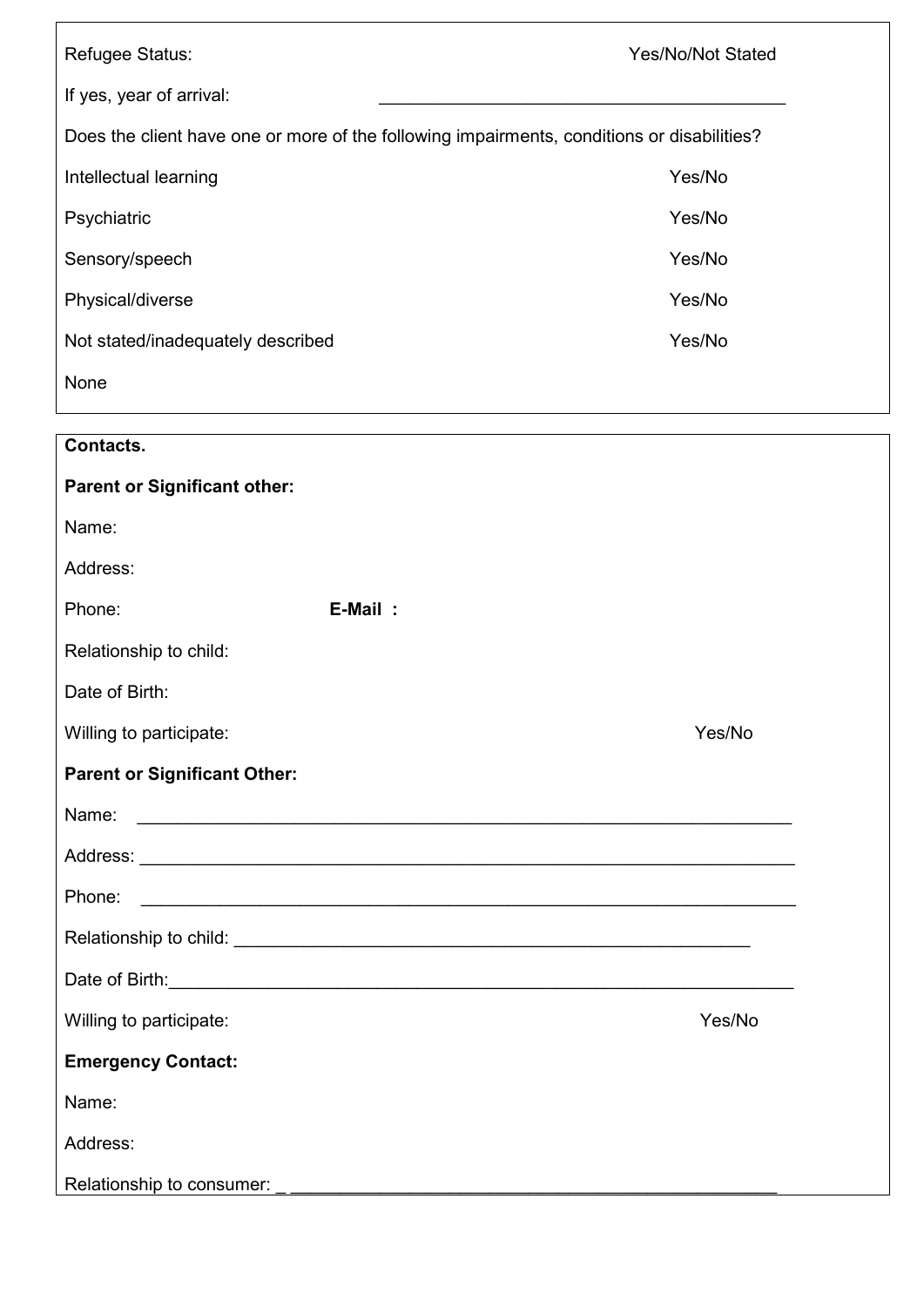Refugee Status: Yes/No/Not Stated

If yes, year of arrival: ___________________________________________

Does the client have one or more of the following impairments, conditions or disabilities?

| | |
|---|---|
| Intellectual learning | Yes/No |
| Psychiatric | Yes/No |
| Sensory/speech | Yes/No |
| Physical/diverse | Yes/No |
| Not stated/inadequately described | Yes/No |
| None | |

**Contacts.**

**Parent or Significant other:**

Name:

Address:

Phone: **E-Mail :**

Relationship to child:

Date of Birth:

Willing to participate: Yes/No

**Parent or Significant Other:**

Name: _____________________________________________________________________

Address: ___________________________________________________________________

Phone: ____________________________________________________________________

Relationship to child: _______________________________________________________

Date of Birth:______________________________________________________________

Willing to participate: Yes/No

**Emergency Contact:**

Name:

Address:

Relationship to consumer: _ ___________________________________________________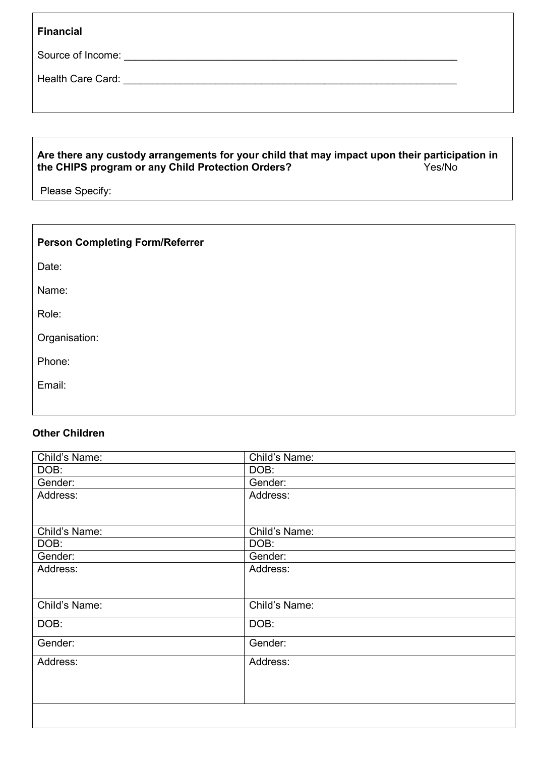**Financial**

Source of Income: ___________________________________________________________

Health Care Card: ___________________________________________________________

**Are there any custody arrangements for your child that may impact upon their participation in the CHIPS program or any Child Protection Orders?** Yes/No

Please Specify:

**Person Completing Form/Referrer**

Date:

Name:

Role:

Organisation:

Phone:

Email:

**Other Children**

| Child's Name: | Child's Name: |
|---|---|
| DOB: | DOB: |
| Gender: | Gender: |
| Address: | Address: |
| Child's Name: | Child's Name: |
| DOB: | DOB: |
| Gender: | Gender: |
| Address: | Address: |
| Child's Name: | Child's Name: |
| DOB: | DOB: |
| Gender: | Gender: |
| Address: | Address: |
| | |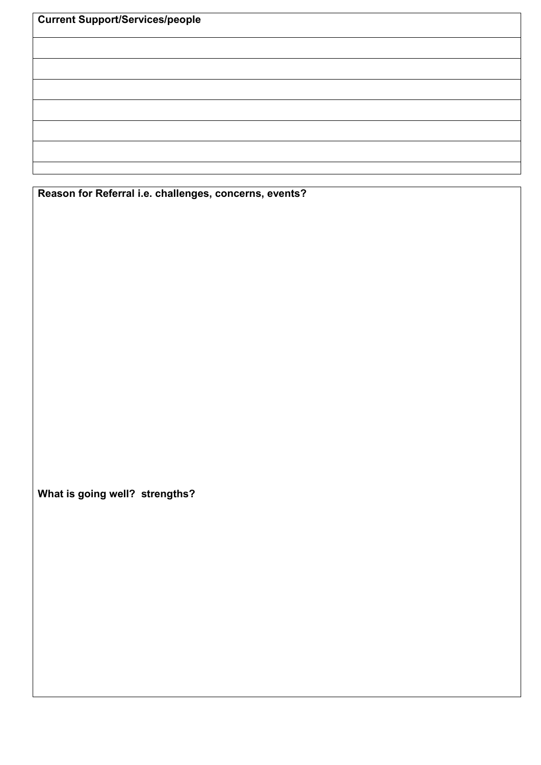| Current Support/Services/people |
| --- |
| |
| |
| |
| |
| |
| |
| |

**Reason for Referral i.e. challenges, concerns, events?**

**What is going well? strengths?**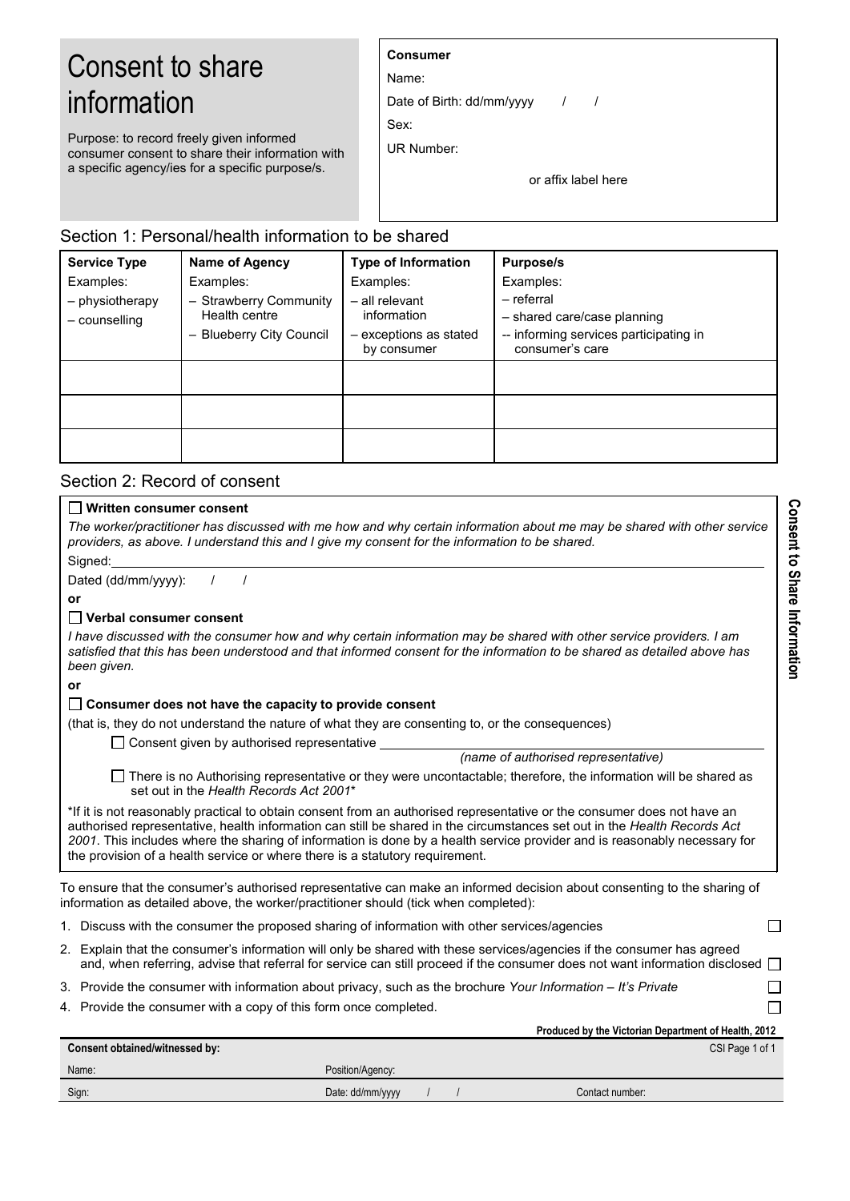# Consent to share information

Purpose: to record freely given informed consumer consent to share their information with a specific agency/ies for a specific purpose/s.

**Consumer**

Name:

Date of Birth: dd/mm/yyyy / /

Sex:

UR Number:

or affix label here

## Section 1: Personal/health information to be shared

| **Service Type** | **Name of Agency** | **Type of Information** | **Purpose/s** |
|---|---|---|---|
| Examples:<br>– physiotherapy<br>– counselling | Examples:<br>– Strawberry Community Health centre<br>– Blueberry City Council | Examples:<br>– all relevant information<br>– exceptions as stated by consumer | Examples:<br>– referral<br>– shared care/case planning<br>-- informing services participating in consumer's care |
| | | | |
| | | | |
| | | | |

## Section 2: Record of consent

☐ **Written consumer consent**

*The worker/practitioner has discussed with me how and why certain information about me may be shared with other service providers, as above. I understand this and I give my consent for the information to be shared.*

Signed:

Dated (dd/mm/yyyy): / /

**or**

☐ **Verbal consumer consent**

*I have discussed with the consumer how and why certain information may be shared with other service providers. I am satisfied that this has been understood and that informed consent for the information to be shared as detailed above has been given.*

**or**

☐ **Consumer does not have the capacity to provide consent**

(that is, they do not understand the nature of what they are consenting to, or the consequences)

☐ Consent given by authorised representative ____________________
*(name of authorised representative)*

☐ There is no Authorising representative or they were uncontactable; therefore, the information will be shared as set out in the *Health Records Act 2001*\*

\*If it is not reasonably practical to obtain consent from an authorised representative or the consumer does not have an authorised representative, health information can still be shared in the circumstances set out in the *Health Records Act 2001*. This includes where the sharing of information is done by a health service provider and is reasonably necessary for the provision of a health service or where there is a statutory requirement.

To ensure that the consumer's authorised representative can make an informed decision about consenting to the sharing of information as detailed above, the worker/practitioner should (tick when completed):

1. Discuss with the consumer the proposed sharing of information with other services/agencies ☐
2. Explain that the consumer's information will only be shared with these services/agencies if the consumer has agreed and, when referring, advise that referral for service can still proceed if the consumer does not want information disclosed ☐
3. Provide the consumer with information about privacy, such as the brochure *Your Information – It's Private* ☐
4. Provide the consumer with a copy of this form once completed. ☐

**Produced by the Victorian Department of Health, 2012**

**Consent obtained/witnessed by:**

| | | |
|---|---|---|
| Name: | Position/Agency: | |
| Sign: | Date: dd/mm/yyyy / / | Contact number: |